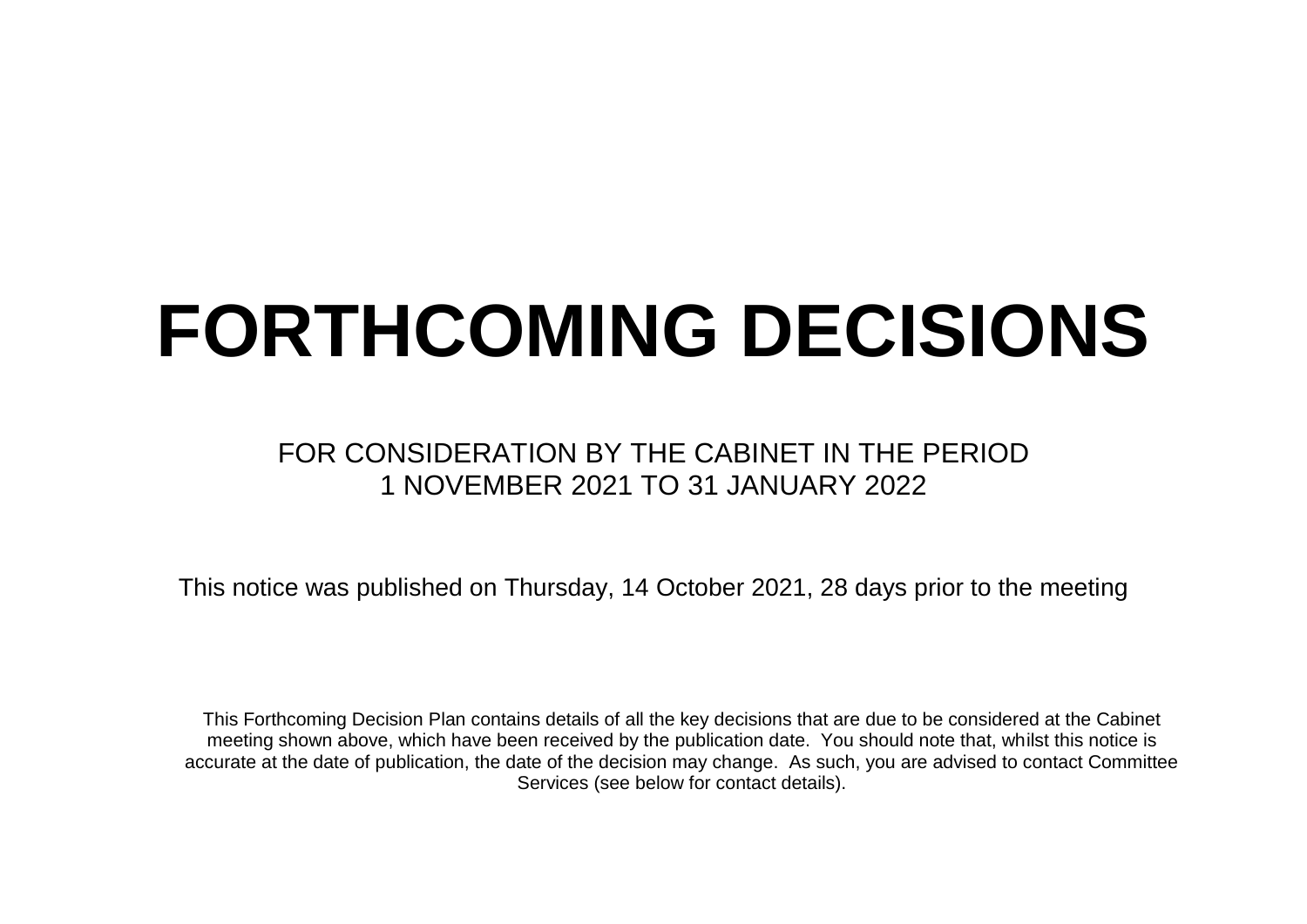# FORTHCOMING DECISIONS

FOR CONSIDERATION BY THE CABINET IN THE PERIOD
1 NOVEMBER 2021 TO 31 JANUARY 2022

This notice was published on Thursday, 14 October 2021, 28 days prior to the meeting

This Forthcoming Decision Plan contains details of all the key decisions that are due to be considered at the Cabinet meeting shown above, which have been received by the publication date. You should note that, whilst this notice is accurate at the date of publication, the date of the decision may change. As such, you are advised to contact Committee Services (see below for contact details).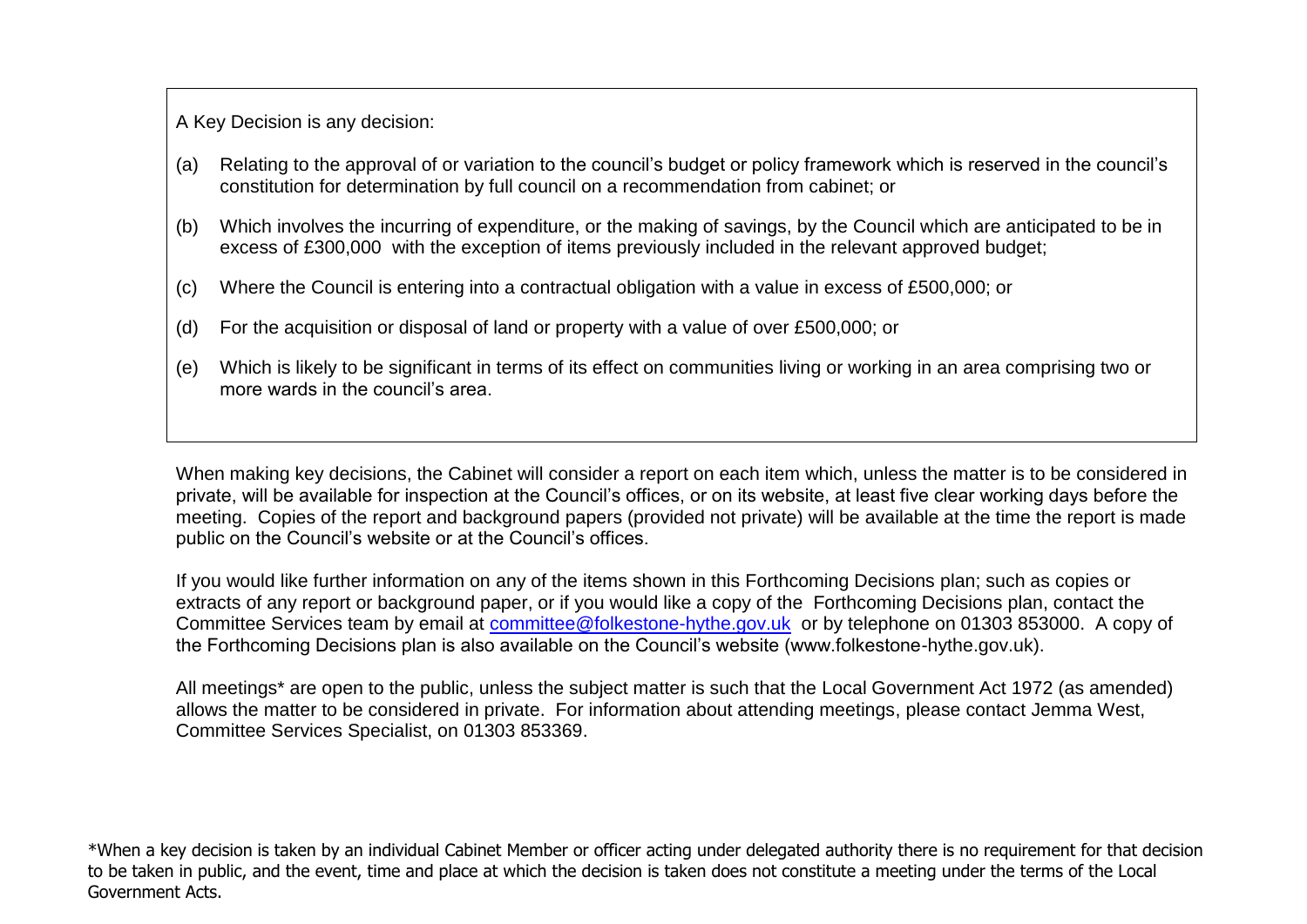A Key Decision is any decision:

(a) Relating to the approval of or variation to the council's budget or policy framework which is reserved in the council's constitution for determination by full council on a recommendation from cabinet; or

(b) Which involves the incurring of expenditure, or the making of savings, by the Council which are anticipated to be in excess of £300,000 with the exception of items previously included in the relevant approved budget;

(c) Where the Council is entering into a contractual obligation with a value in excess of £500,000; or

(d) For the acquisition or disposal of land or property with a value of over £500,000; or

(e) Which is likely to be significant in terms of its effect on communities living or working in an area comprising two or more wards in the council's area.

When making key decisions, the Cabinet will consider a report on each item which, unless the matter is to be considered in private, will be available for inspection at the Council's offices, or on its website, at least five clear working days before the meeting. Copies of the report and background papers (provided not private) will be available at the time the report is made public on the Council's website or at the Council's offices.

If you would like further information on any of the items shown in this Forthcoming Decisions plan; such as copies or extracts of any report or background paper, or if you would like a copy of the Forthcoming Decisions plan, contact the Committee Services team by email at committee@folkestone-hythe.gov.uk or by telephone on 01303 853000. A copy of the Forthcoming Decisions plan is also available on the Council's website (www.folkestone-hythe.gov.uk).

All meetings* are open to the public, unless the subject matter is such that the Local Government Act 1972 (as amended) allows the matter to be considered in private. For information about attending meetings, please contact Jemma West, Committee Services Specialist, on 01303 853369.

*When a key decision is taken by an individual Cabinet Member or officer acting under delegated authority there is no requirement for that decision to be taken in public, and the event, time and place at which the decision is taken does not constitute a meeting under the terms of the Local Government Acts.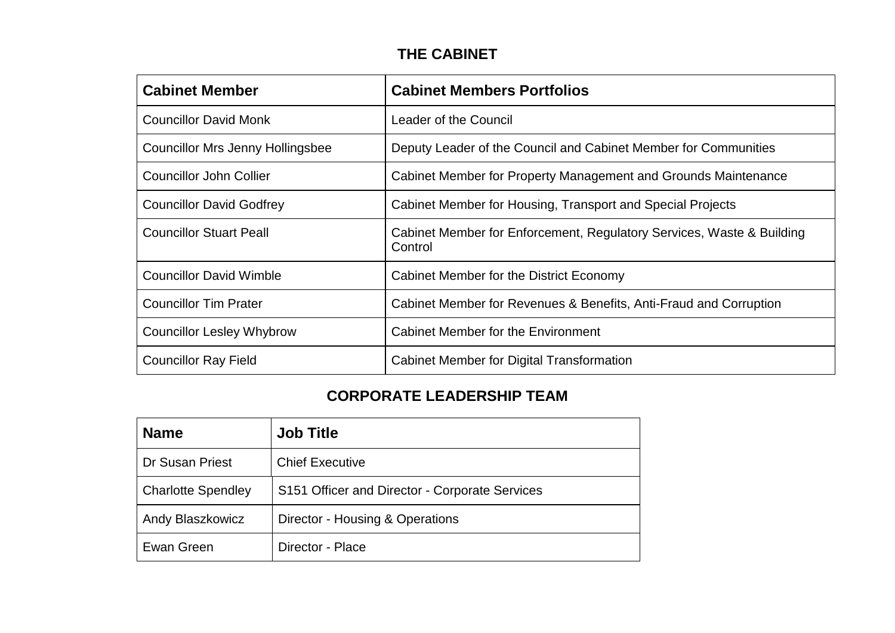## THE CABINET

| Cabinet Member | Cabinet Members Portfolios |
|---|---|
| Councillor David Monk | Leader of the Council |
| Councillor Mrs Jenny Hollingsbee | Deputy Leader of the Council and Cabinet Member for Communities |
| Councillor John Collier | Cabinet Member for Property Management and Grounds Maintenance |
| Councillor David Godfrey | Cabinet Member for Housing, Transport and Special Projects |
| Councillor Stuart Peall | Cabinet Member for Enforcement, Regulatory Services, Waste & Building Control |
| Councillor David Wimble | Cabinet Member for the District Economy |
| Councillor Tim Prater | Cabinet Member for Revenues & Benefits, Anti-Fraud and Corruption |
| Councillor Lesley Whybrow | Cabinet Member for the Environment |
| Councillor Ray Field | Cabinet Member for Digital Transformation |

## CORPORATE LEADERSHIP TEAM

| Name | Job Title |
|---|---|
| Dr Susan Priest | Chief Executive |
| Charlotte Spendley | S151 Officer and Director - Corporate Services |
| Andy Blaszkowicz | Director - Housing & Operations |
| Ewan Green | Director - Place |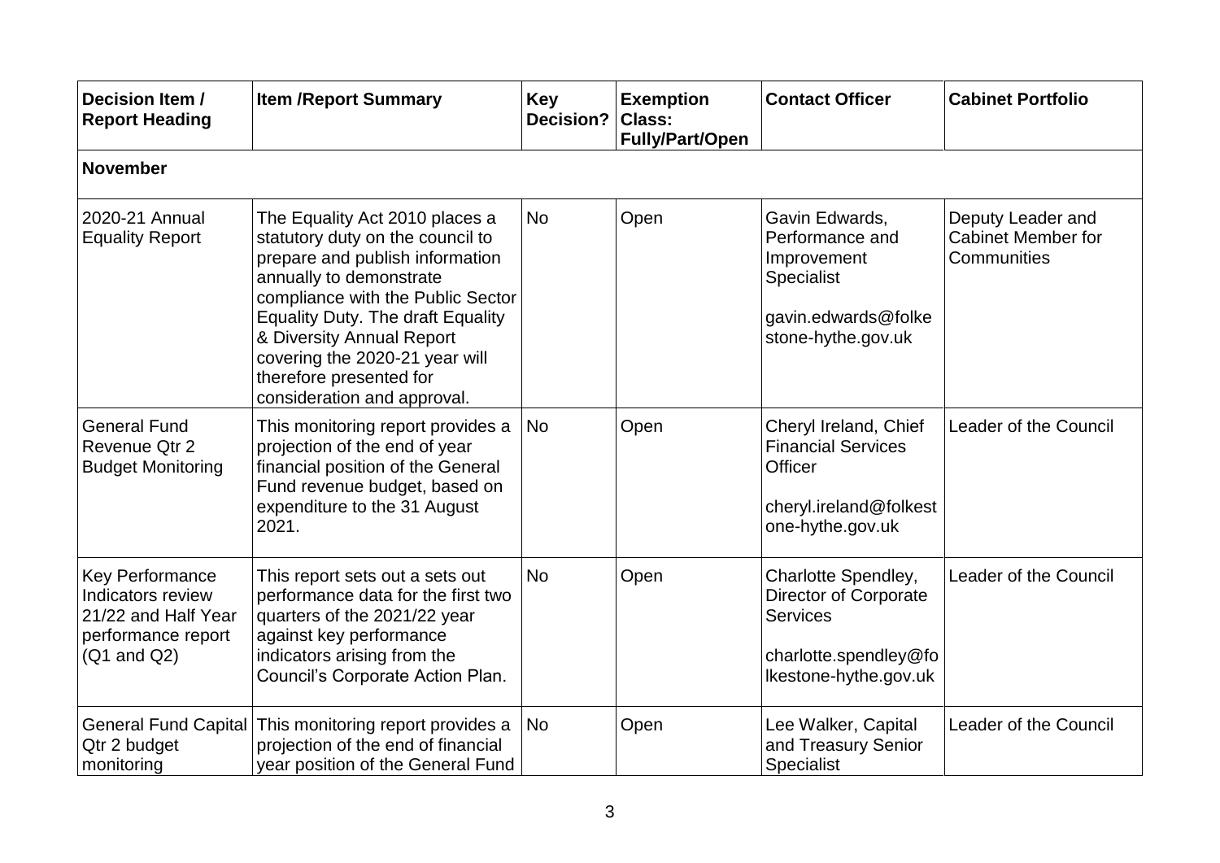| Decision Item / Report Heading | Item /Report Summary | Key Decision? | Exemption Class: Fully/Part/Open | Contact Officer | Cabinet Portfolio |
|---|---|---|---|---|---|
| **November** | | | | | |
| 2020-21 Annual Equality Report | The Equality Act 2010 places a statutory duty on the council to prepare and publish information annually to demonstrate compliance with the Public Sector Equality Duty. The draft Equality & Diversity Annual Report covering the 2020-21 year will therefore presented for consideration and approval. | No | Open | Gavin Edwards, Performance and Improvement Specialist<br><br>gavin.edwards@folkestone-hythe.gov.uk | Deputy Leader and Cabinet Member for Communities |
| General Fund Revenue Qtr 2 Budget Monitoring | This monitoring report provides a projection of the end of year financial position of the General Fund revenue budget, based on expenditure to the 31 August 2021. | No | Open | Cheryl Ireland, Chief Financial Services Officer<br><br>cheryl.ireland@folkestone-hythe.gov.uk | Leader of the Council |
| Key Performance Indicators review 21/22 and Half Year performance report (Q1 and Q2) | This report sets out a sets out performance data for the first two quarters of the 2021/22 year against key performance indicators arising from the Council's Corporate Action Plan. | No | Open | Charlotte Spendley, Director of Corporate Services<br><br>charlotte.spendley@folkestone-hythe.gov.uk | Leader of the Council |
| General Fund Capital Qtr 2 budget monitoring | This monitoring report provides a projection of the end of financial year position of the General Fund | No | Open | Lee Walker, Capital and Treasury Senior Specialist | Leader of the Council |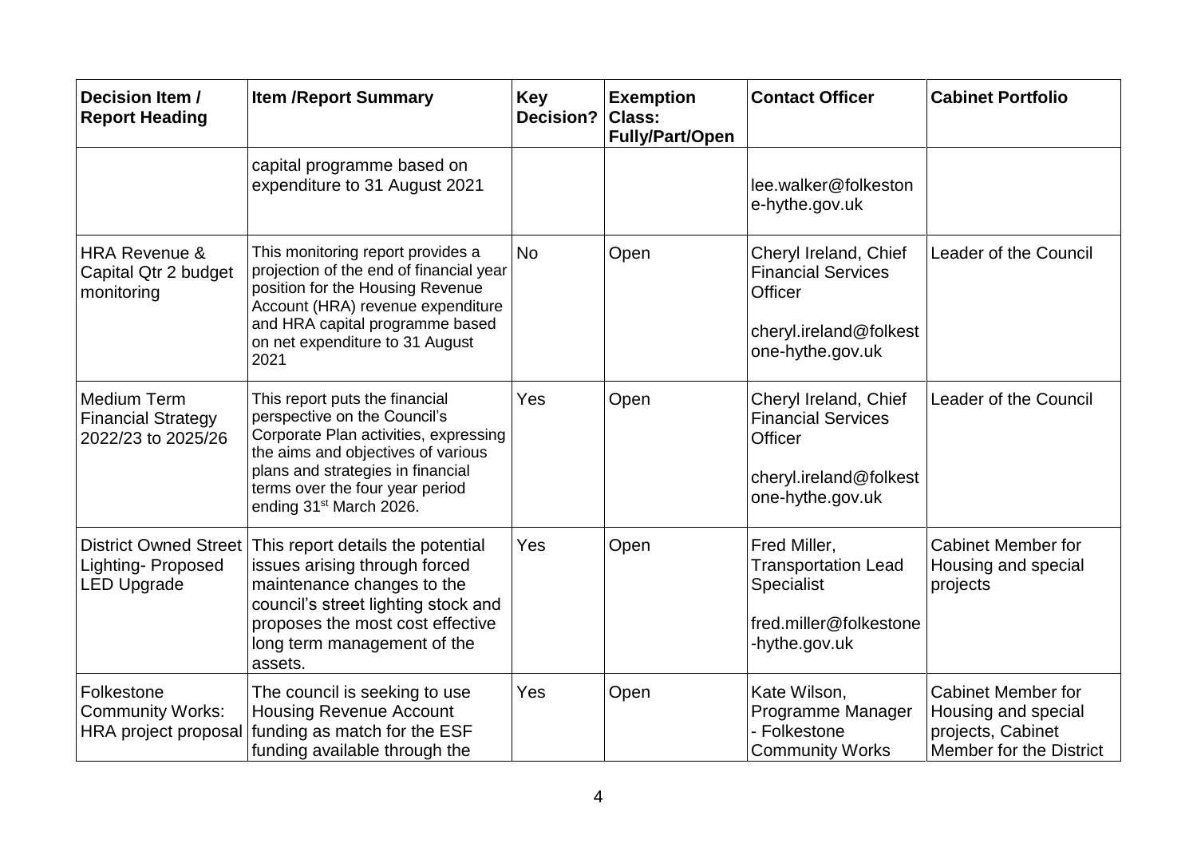| Decision Item / Report Heading | Item /Report Summary | Key Decision? | Exemption Class: Fully/Part/Open | Contact Officer | Cabinet Portfolio |
|---|---|---|---|---|---|
| | capital programme based on expenditure to 31 August 2021 | | | lee.walker@folkestone-hythe.gov.uk | |
| HRA Revenue & Capital Qtr 2 budget monitoring | This monitoring report provides a projection of the end of financial year position for the Housing Revenue Account (HRA) revenue expenditure and HRA capital programme based on net expenditure to 31 August 2021 | No | Open | Cheryl Ireland, Chief Financial Services Officer<br><br>cheryl.ireland@folkestone-hythe.gov.uk | Leader of the Council |
| Medium Term Financial Strategy 2022/23 to 2025/26 | This report puts the financial perspective on the Council's Corporate Plan activities, expressing the aims and objectives of various plans and strategies in financial terms over the four year period ending 31st March 2026. | Yes | Open | Cheryl Ireland, Chief Financial Services Officer<br><br>cheryl.ireland@folkestone-hythe.gov.uk | Leader of the Council |
| District Owned Street Lighting- Proposed LED Upgrade | This report details the potential issues arising through forced maintenance changes to the council's street lighting stock and proposes the most cost effective long term management of the assets. | Yes | Open | Fred Miller, Transportation Lead Specialist<br><br>fred.miller@folkestone-hythe.gov.uk | Cabinet Member for Housing and special projects |
| Folkestone Community Works: HRA project proposal | The council is seeking to use Housing Revenue Account funding as match for the ESF funding available through the | Yes | Open | Kate Wilson, Programme Manager - Folkestone Community Works | Cabinet Member for Housing and special projects, Cabinet Member for the District |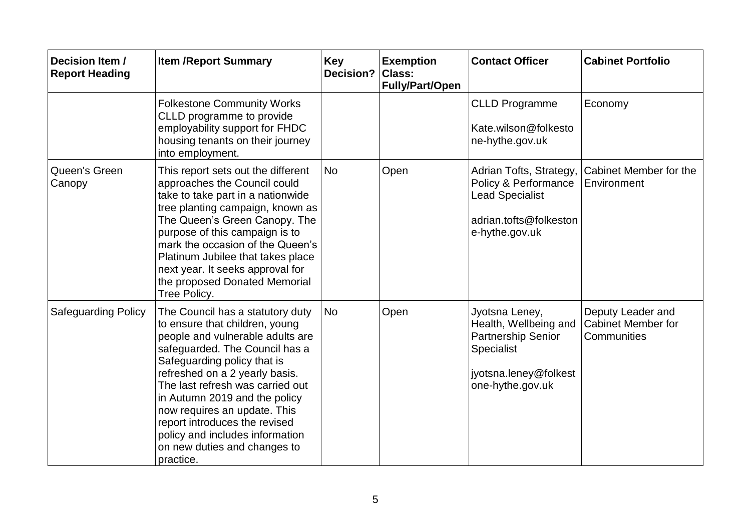| Decision Item / Report Heading | Item /Report Summary | Key Decision? | Exemption Class: Fully/Part/Open | Contact Officer | Cabinet Portfolio |
|---|---|---|---|---|---|
| | Folkestone Community Works CLLD programme to provide employability support for FHDC housing tenants on their journey into employment. | | | CLLD Programme<br><br>Kate.wilson@folkestone-hythe.gov.uk | Economy |
| Queen's Green Canopy | This report sets out the different approaches the Council could take to take part in a nationwide tree planting campaign, known as The Queen's Green Canopy. The purpose of this campaign is to mark the occasion of the Queen's Platinum Jubilee that takes place next year. It seeks approval for the proposed Donated Memorial Tree Policy. | No | Open | Adrian Tofts, Strategy, Policy & Performance Lead Specialist<br><br>adrian.tofts@folkestone-hythe.gov.uk | Cabinet Member for the Environment |
| Safeguarding Policy | The Council has a statutory duty to ensure that children, young people and vulnerable adults are safeguarded. The Council has a Safeguarding policy that is refreshed on a 2 yearly basis. The last refresh was carried out in Autumn 2019 and the policy now requires an update. This report introduces the revised policy and includes information on new duties and changes to practice. | No | Open | Jyotsna Leney, Health, Wellbeing and Partnership Senior Specialist<br><br>jyotsna.leney@folkestone-hythe.gov.uk | Deputy Leader and Cabinet Member for Communities |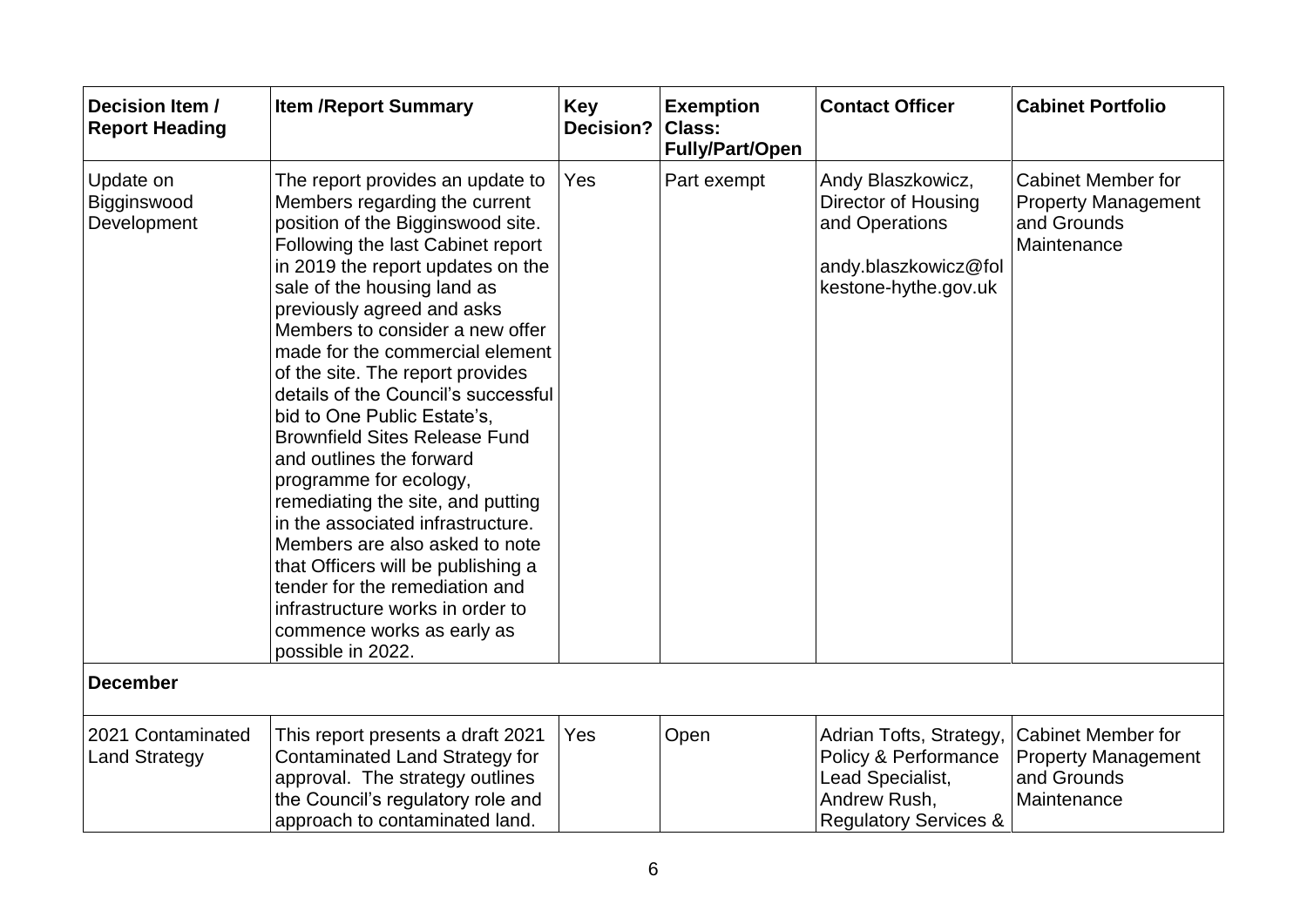| Decision Item / Report Heading | Item /Report Summary | Key Decision? | Exemption Class: Fully/Part/Open | Contact Officer | Cabinet Portfolio |
|---|---|---|---|---|---|
| Update on Bigginswood Development | The report provides an update to Members regarding the current position of the Bigginswood site. Following the last Cabinet report in 2019 the report updates on the sale of the housing land as previously agreed and asks Members to consider a new offer made for the commercial element of the site. The report provides details of the Council's successful bid to One Public Estate's, Brownfield Sites Release Fund and outlines the forward programme for ecology, remediating the site, and putting in the associated infrastructure. Members are also asked to note that Officers will be publishing a tender for the remediation and infrastructure works in order to commence works as early as possible in 2022. | Yes | Part exempt | Andy Blaszkowicz, Director of Housing and Operations<br><br>andy.blaszkowicz@folkestone-hythe.gov.uk | Cabinet Member for Property Management and Grounds Maintenance |
| **December** | | | | | |
| 2021 Contaminated Land Strategy | This report presents a draft 2021 Contaminated Land Strategy for approval. The strategy outlines the Council's regulatory role and approach to contaminated land. | Yes | Open | Adrian Tofts, Strategy, Policy & Performance Lead Specialist, Andrew Rush, Regulatory Services & | Cabinet Member for Property Management and Grounds Maintenance |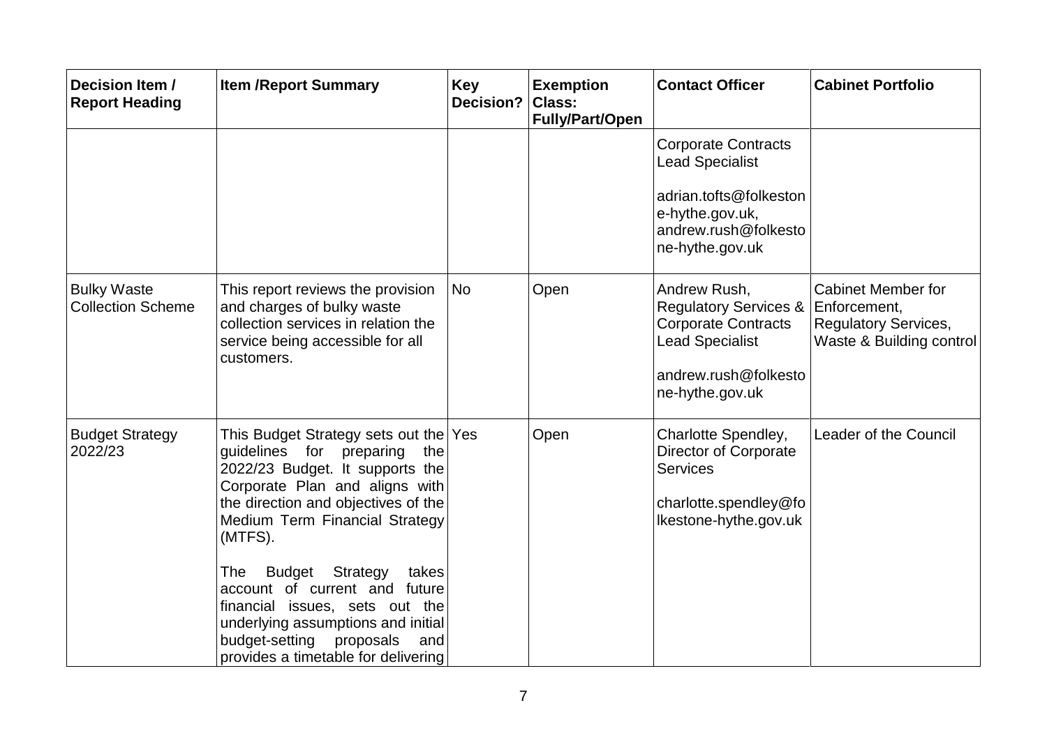| Decision Item / Report Heading | Item /Report Summary | Key Decision? | Exemption Class: Fully/Part/Open | Contact Officer | Cabinet Portfolio |
|---|---|---|---|---|---|
| | | | | Corporate Contracts Lead Specialist<br><br>adrian.tofts@folkestone-hythe.gov.uk, andrew.rush@folkestone-hythe.gov.uk | |
| Bulky Waste Collection Scheme | This report reviews the provision and charges of bulky waste collection services in relation the service being accessible for all customers. | No | Open | Andrew Rush, Regulatory Services & Corporate Contracts Lead Specialist<br><br>andrew.rush@folkestone-hythe.gov.uk | Cabinet Member for Enforcement, Regulatory Services, Waste & Building control |
| Budget Strategy 2022/23 | This Budget Strategy sets out the guidelines for preparing the 2022/23 Budget. It supports the Corporate Plan and aligns with the direction and objectives of the Medium Term Financial Strategy (MTFS).<br><br>The Budget Strategy takes account of current and future financial issues, sets out the underlying assumptions and initial budget-setting proposals and provides a timetable for delivering | Yes | Open | Charlotte Spendley, Director of Corporate Services<br><br>charlotte.spendley@folkestone-hythe.gov.uk | Leader of the Council |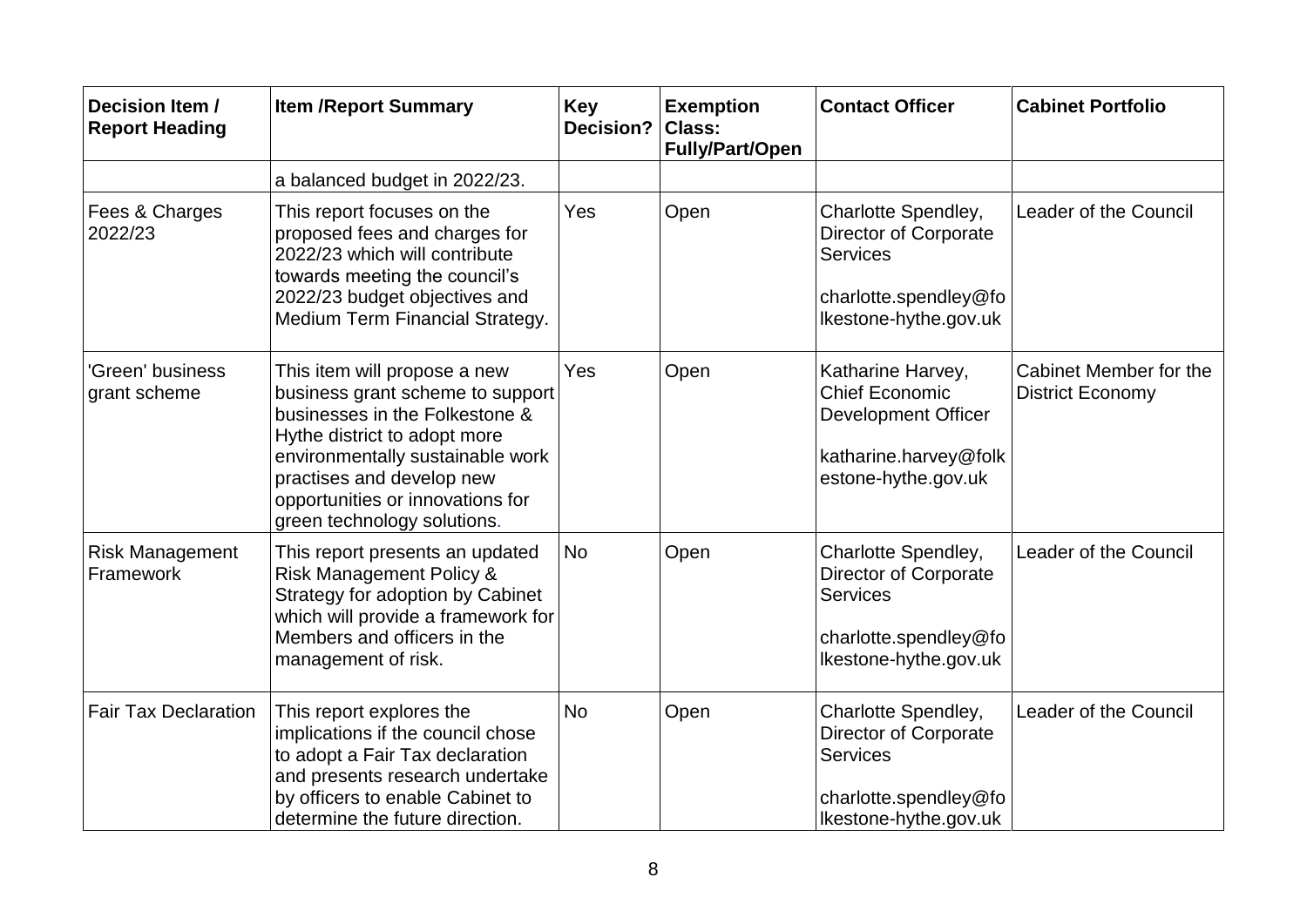| Decision Item / Report Heading | Item /Report Summary | Key Decision? | Exemption Class: Fully/Part/Open | Contact Officer | Cabinet Portfolio |
|---|---|---|---|---|---|
| | a balanced budget in 2022/23. | | | | |
| Fees & Charges 2022/23 | This report focuses on the proposed fees and charges for 2022/23 which will contribute towards meeting the council's 2022/23 budget objectives and Medium Term Financial Strategy. | Yes | Open | Charlotte Spendley, Director of Corporate Services<br><br>charlotte.spendley@folkestone-hythe.gov.uk | Leader of the Council |
| 'Green' business grant scheme | This item will propose a new business grant scheme to support businesses in the Folkestone & Hythe district to adopt more environmentally sustainable work practises and develop new opportunities or innovations for green technology solutions. | Yes | Open | Katharine Harvey, Chief Economic Development Officer<br><br>katharine.harvey@folkestone-hythe.gov.uk | Cabinet Member for the District Economy |
| Risk Management Framework | This report presents an updated Risk Management Policy & Strategy for adoption by Cabinet which will provide a framework for Members and officers in the management of risk. | No | Open | Charlotte Spendley, Director of Corporate Services<br><br>charlotte.spendley@folkestone-hythe.gov.uk | Leader of the Council |
| Fair Tax Declaration | This report explores the implications if the council chose to adopt a Fair Tax declaration and presents research undertake by officers to enable Cabinet to determine the future direction. | No | Open | Charlotte Spendley, Director of Corporate Services<br><br>charlotte.spendley@folkestone-hythe.gov.uk | Leader of the Council |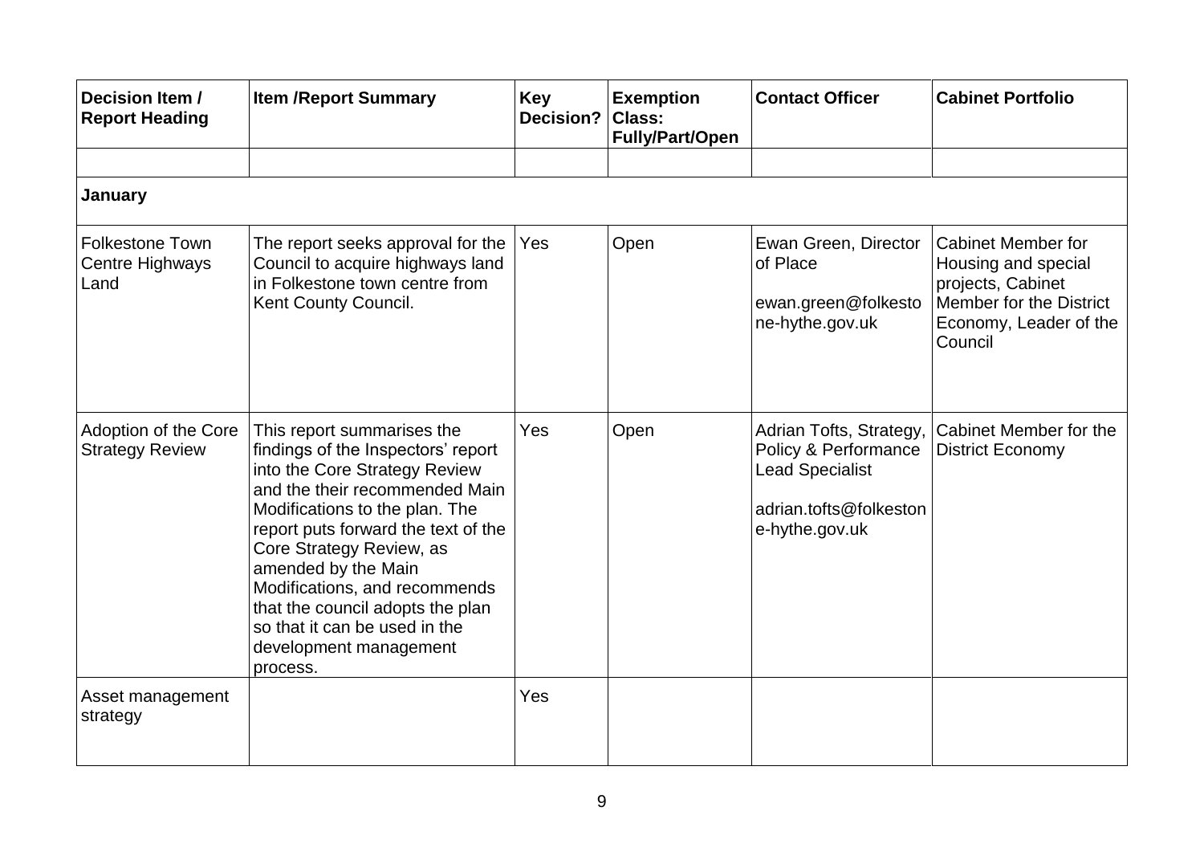| Decision Item / Report Heading | Item /Report Summary | Key Decision? | Exemption Class: Fully/Part/Open | Contact Officer | Cabinet Portfolio |
|---|---|---|---|---|---|
| | | | | | |
| **January** | | | | | |
| Folkestone Town Centre Highways Land | The report seeks approval for the Council to acquire highways land in Folkestone town centre from Kent County Council. | Yes | Open | Ewan Green, Director of Place<br><br>ewan.green@folkestone-hythe.gov.uk | Cabinet Member for Housing and special projects, Cabinet Member for the District Economy, Leader of the Council |
| Adoption of the Core Strategy Review | This report summarises the findings of the Inspectors' report into the Core Strategy Review and the their recommended Main Modifications to the plan. The report puts forward the text of the Core Strategy Review, as amended by the Main Modifications, and recommends that the council adopts the plan so that it can be used in the development management process. | Yes | Open | Adrian Tofts, Strategy, Policy & Performance Lead Specialist<br><br>adrian.tofts@folkestone-hythe.gov.uk | Cabinet Member for the District Economy |
| Asset management strategy | | Yes | | | |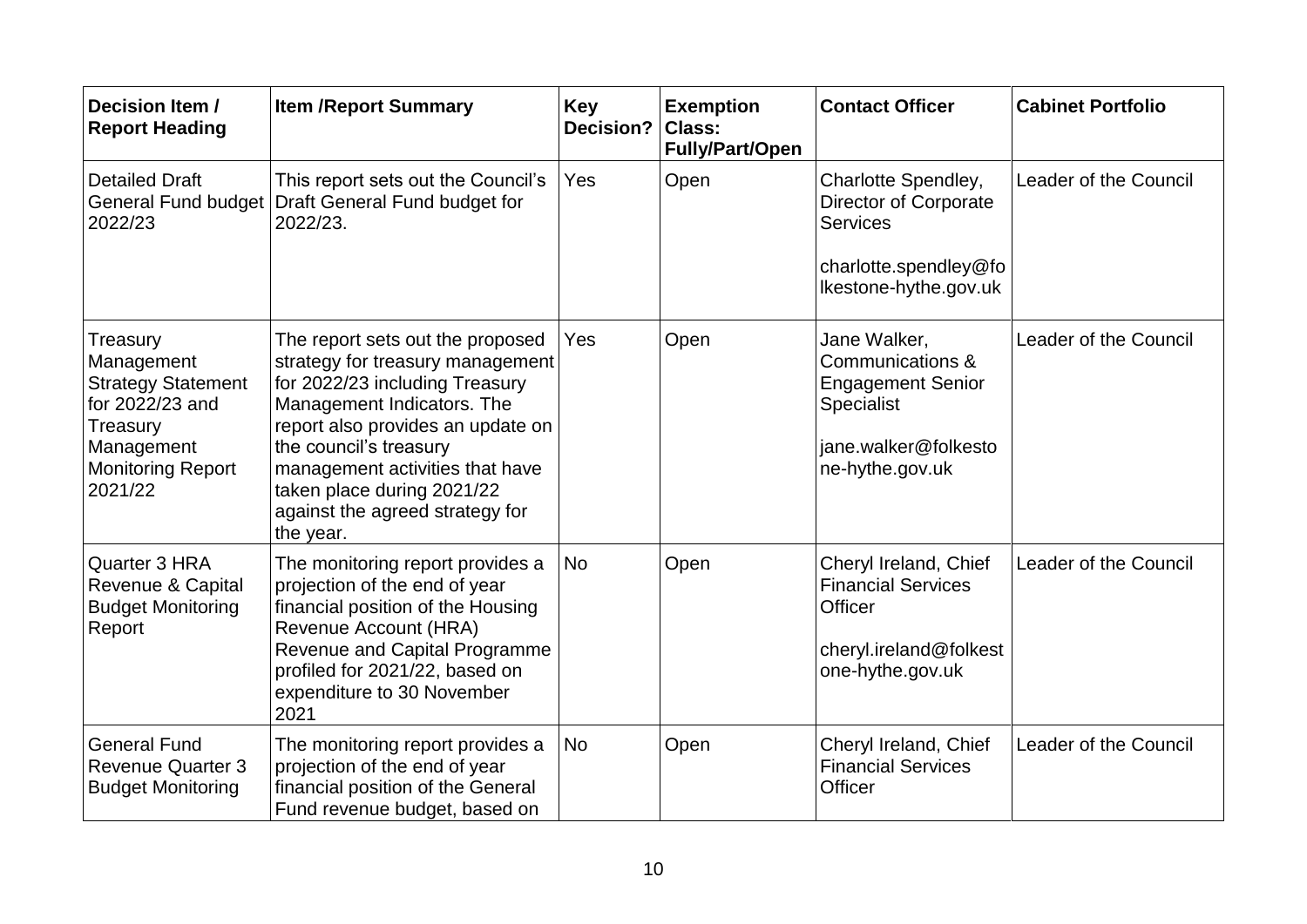| Decision Item / Report Heading | Item /Report Summary | Key Decision? | Exemption Class: Fully/Part/Open | Contact Officer | Cabinet Portfolio |
|---|---|---|---|---|---|
| Detailed Draft General Fund budget 2022/23 | This report sets out the Council's Draft General Fund budget for 2022/23. | Yes | Open | Charlotte Spendley, Director of Corporate Services<br><br>charlotte.spendley@folkestone-hythe.gov.uk | Leader of the Council |
| Treasury Management Strategy Statement for 2022/23 and Treasury Management Monitoring Report 2021/22 | The report sets out the proposed strategy for treasury management for 2022/23 including Treasury Management Indicators. The report also provides an update on the council's treasury management activities that have taken place during 2021/22 against the agreed strategy for the year. | Yes | Open | Jane Walker, Communications & Engagement Senior Specialist<br><br>jane.walker@folkestone-hythe.gov.uk | Leader of the Council |
| Quarter 3 HRA Revenue & Capital Budget Monitoring Report | The monitoring report provides a projection of the end of year financial position of the Housing Revenue Account (HRA) Revenue and Capital Programme profiled for 2021/22, based on expenditure to 30 November 2021 | No | Open | Cheryl Ireland, Chief Financial Services Officer<br><br>cheryl.ireland@folkestone-hythe.gov.uk | Leader of the Council |
| General Fund Revenue Quarter 3 Budget Monitoring | The monitoring report provides a projection of the end of year financial position of the General Fund revenue budget, based on | No | Open | Cheryl Ireland, Chief Financial Services Officer | Leader of the Council |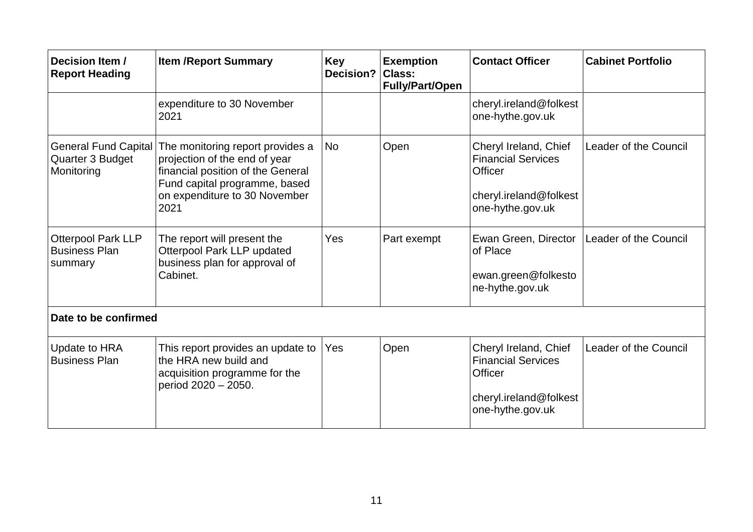| Decision Item / Report Heading | Item /Report Summary | Key Decision? | Exemption Class: Fully/Part/Open | Contact Officer | Cabinet Portfolio |
|---|---|---|---|---|---|
| | expenditure to 30 November 2021 | | | cheryl.ireland@folkestone-hythe.gov.uk | |
| General Fund Capital Quarter 3 Budget Monitoring | The monitoring report provides a projection of the end of year financial position of the General Fund capital programme, based on expenditure to 30 November 2021 | No | Open | Cheryl Ireland, Chief Financial Services Officer<br><br>cheryl.ireland@folkestone-hythe.gov.uk | Leader of the Council |
| Otterpool Park LLP Business Plan summary | The report will present the Otterpool Park LLP updated business plan for approval of Cabinet. | Yes | Part exempt | Ewan Green, Director of Place<br><br>ewan.green@folkestone-hythe.gov.uk | Leader of the Council |
| **Date to be confirmed** | | | | | |
| Update to HRA Business Plan | This report provides an update to the HRA new build and acquisition programme for the period 2020 – 2050. | Yes | Open | Cheryl Ireland, Chief Financial Services Officer<br><br>cheryl.ireland@folkestone-hythe.gov.uk | Leader of the Council |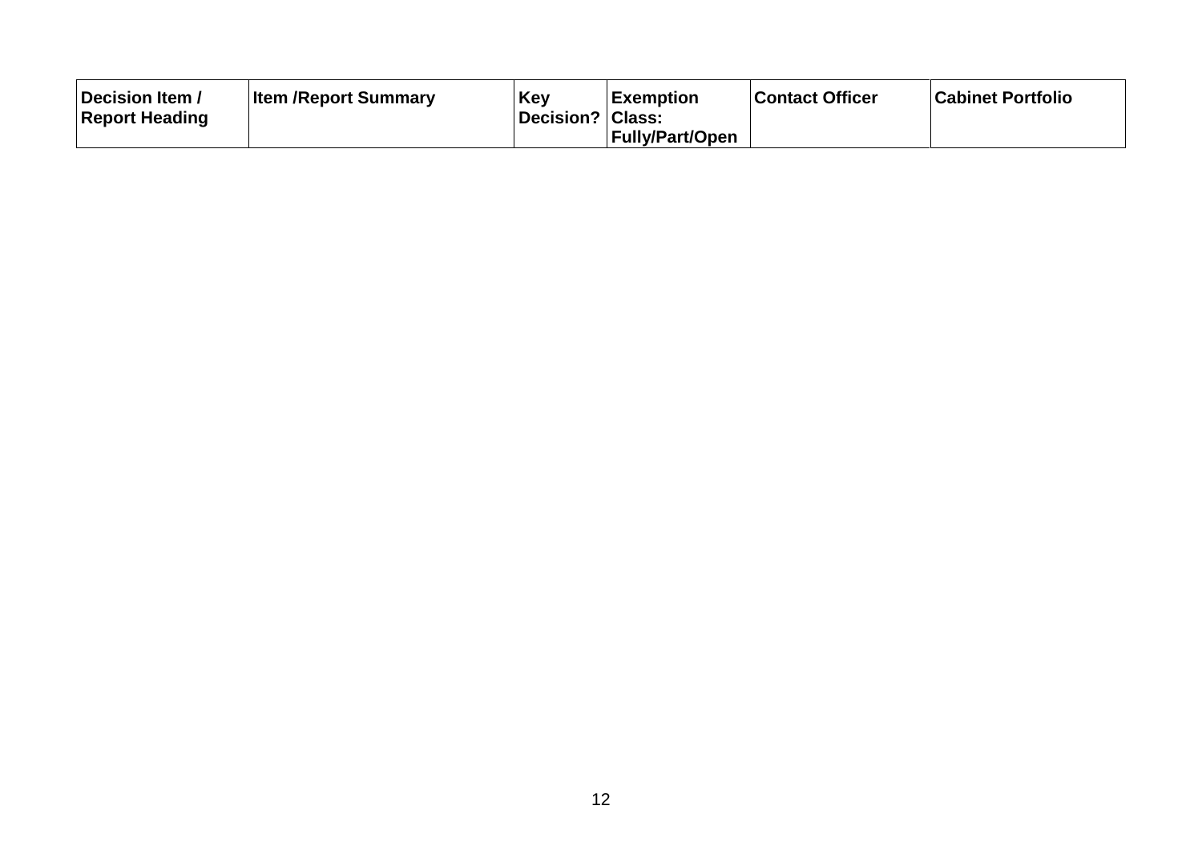| Decision Item / Report Heading | Item /Report Summary | Key Decision? | Exemption Class: Fully/Part/Open | Contact Officer | Cabinet Portfolio |
|---|---|---|---|---|---|